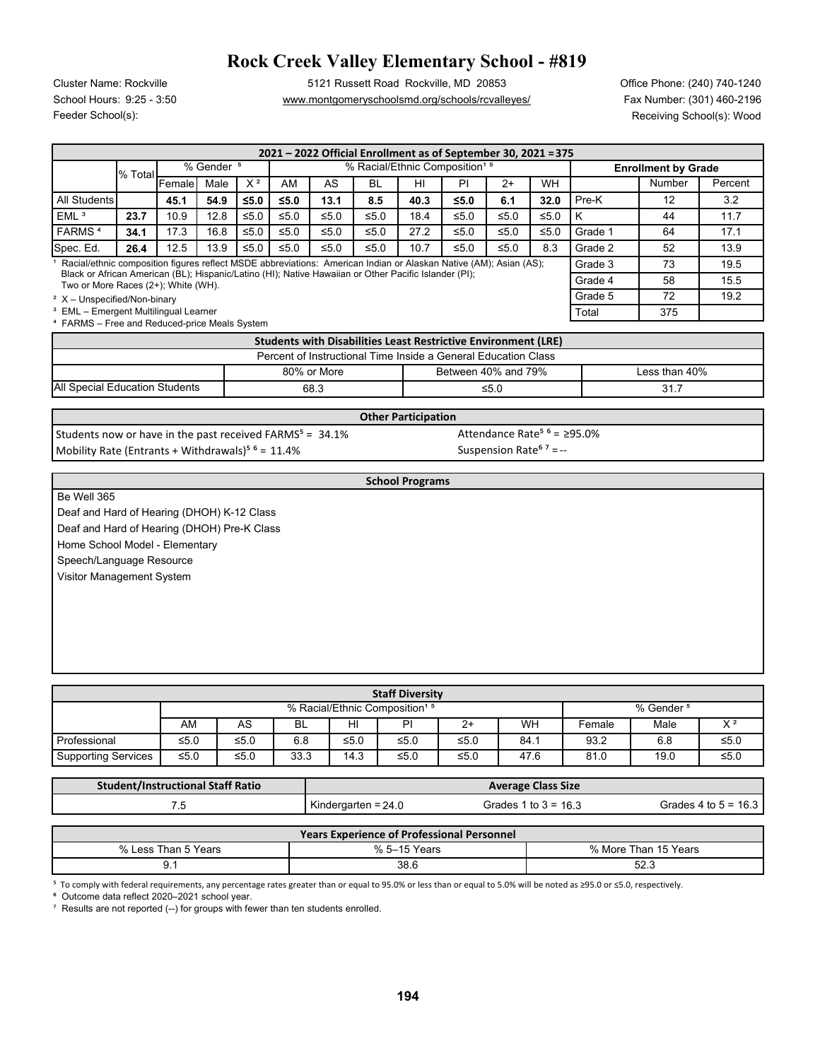# Rock Creek Valley Elementary School - #819

Cluster Name: Rockville
School Hours: 9:25 - 3:50
Feeder School(s):

5121 Russett Road Rockville, MD 20853
www.montgomeryschoolsmd.org/schools/rcvalleyes/

Office Phone: (240) 740-1240
Fax Number: (301) 460-2196
Receiving School(s): Wood

**2021 – 2022 Official Enrollment as of September 30, 2021 = 375**

| | % Total | % Gender [5] | | | % Racial/Ethnic Composition[1] [5] | | | | | | |
|---|---|---|---|---|---|---|---|---|---|---|---|
| | | Female | Male | X [2] | AM | AS | BL | HI | PI | 2+ | WH |
| All Students | | **45.1** | **54.9** | **≤5.0** | **≤5.0** | **13.1** | **8.5** | **40.3** | **≤5.0** | **6.1** | **32.0** |
| EML [3] | **23.7** | 10.9 | 12.8 | ≤5.0 | ≤5.0 | ≤5.0 | ≤5.0 | 18.4 | ≤5.0 | ≤5.0 | ≤5.0 |
| FARMS [4] | **34.1** | 17.3 | 16.8 | ≤5.0 | ≤5.0 | ≤5.0 | ≤5.0 | 27.2 | ≤5.0 | ≤5.0 | ≤5.0 |
| Spec. Ed. | **26.4** | 12.5 | 13.9 | ≤5.0 | ≤5.0 | ≤5.0 | ≤5.0 | 10.7 | ≤5.0 | ≤5.0 | 8.3 |

**Enrollment by Grade**

| | Number | Percent |
|---|---|---|
| Pre-K | 12 | 3.2 |
| K | 44 | 11.7 |
| Grade 1 | 64 | 17.1 |
| Grade 2 | 52 | 13.9 |
| Grade 3 | 73 | 19.5 |
| Grade 4 | 58 | 15.5 |
| Grade 5 | 72 | 19.2 |
| Total | 375 | |

[1] Racial/ethnic composition figures reflect MSDE abbreviations: American Indian or Alaskan Native (AM); Asian (AS); Black or African American (BL); Hispanic/Latino (HI); Native Hawaiian or Other Pacific Islander (PI); Two or More Races (2+); White (WH).
[2] X – Unspecified/Non-binary
[3] EML – Emergent Multilingual Learner
[4] FARMS – Free and Reduced-price Meals System

**Students with Disabilities Least Restrictive Environment (LRE)**

| Percent of Instructional Time Inside a General Education Class | | | |
|---|---|---|---|
| | 80% or More | Between 40% and 79% | Less than 40% |
| All Special Education Students | 68.3 | ≤5.0 | 31.7 |

**Other Participation**

Students now or have in the past received FARMS[5] = 34.1%
Mobility Rate (Entrants + Withdrawals)[5] [6] = 11.4%
Attendance Rate[5] [6] = ≥95.0%
Suspension Rate[6] [7] = --

**School Programs**

Be Well 365
Deaf and Hard of Hearing (DHOH) K-12 Class
Deaf and Hard of Hearing (DHOH) Pre-K Class
Home School Model - Elementary
Speech/Language Resource
Visitor Management System

**Staff Diversity**

| | % Racial/Ethnic Composition[1] [5] | | | | | | | % Gender [5] | | |
|---|---|---|---|---|---|---|---|---|---|---|
| | AM | AS | BL | HI | PI | 2+ | WH | Female | Male | X [2] |
| Professional | ≤5.0 | ≤5.0 | 6.8 | ≤5.0 | ≤5.0 | ≤5.0 | 84.1 | 93.2 | 6.8 | ≤5.0 |
| Supporting Services | ≤5.0 | ≤5.0 | 33.3 | 14.3 | ≤5.0 | ≤5.0 | 47.6 | 81.0 | 19.0 | ≤5.0 |

| Student/Instructional Staff Ratio | Average Class Size | | |
|---|---|---|---|
| 7.5 | Kindergarten = 24.0 | Grades 1 to 3 = 16.3 | Grades 4 to 5 = 16.3 |

**Years Experience of Professional Personnel**

| % Less Than 5 Years | % 5–15 Years | % More Than 15 Years |
|---|---|---|
| 9.1 | 38.6 | 52.3 |

[5] To comply with federal requirements, any percentage rates greater than or equal to 95.0% or less than or equal to 5.0% will be noted as ≥95.0 or ≤5.0, respectively.
[6] Outcome data reflect 2020–2021 school year.
[7] Results are not reported (--) for groups with fewer than ten students enrolled.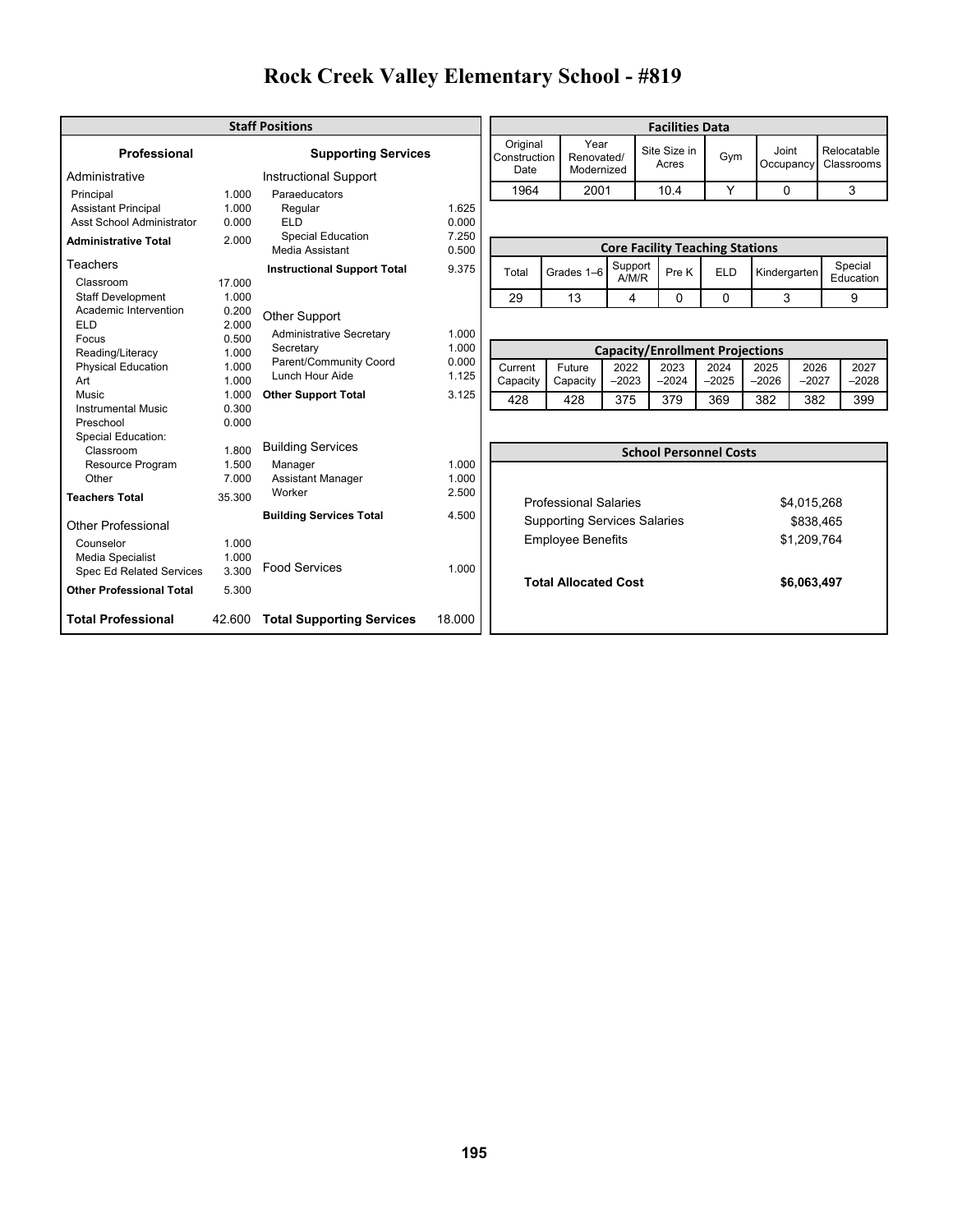# Rock Creek Valley Elementary School - #819

## Staff Positions

| Professional | | Supporting Services | |
|---|---|---|---|
| **Administrative** | | **Instructional Support** | |
| Principal | 1.000 | Paraeducators | |
| Assistant Principal | 1.000 | Regular | 1.625 |
| Asst School Administrator | 0.000 | ELD | 0.000 |
| **Administrative Total** | 2.000 | Special Education | 7.250 |
| | | Media Assistant | 0.500 |
| **Teachers** | | **Instructional Support Total** | 9.375 |
| Classroom | 17.000 | | |
| Staff Development | 1.000 | | |
| Academic Intervention | 0.200 | **Other Support** | |
| ELD | 2.000 | | |
| Focus | 0.500 | Administrative Secretary | 1.000 |
| Reading/Literacy | 1.000 | Secretary | 1.000 |
| Physical Education | 1.000 | Parent/Community Coord | 0.000 |
| Art | 1.000 | Lunch Hour Aide | 1.125 |
| Music | 1.000 | **Other Support Total** | 3.125 |
| Instrumental Music | 0.300 | | |
| Preschool | 0.000 | | |
| Special Education: | | **Building Services** | |
| Classroom | 1.800 | | |
| Resource Program | 1.500 | Manager | 1.000 |
| Other | 7.000 | Assistant Manager | 1.000 |
| **Teachers Total** | 35.300 | Worker | 2.500 |
| | | **Building Services Total** | 4.500 |
| **Other Professional** | | | |
| Counselor | 1.000 | | |
| Media Specialist | 1.000 | | |
| Spec Ed Related Services | 3.300 | **Food Services** | 1.000 |
| **Other Professional Total** | 5.300 | | |
| **Total Professional** | 42.600 | **Total Supporting Services** | 18.000 |

## Facilities Data

| Original Construction Date | Year Renovated/ Modernized | Site Size in Acres | Gym | Joint Occupancy | Relocatable Classrooms |
|---|---|---|---|---|---|
| 1964 | 2001 | 10.4 | Y | 0 | 3 |

## Core Facility Teaching Stations

| Total | Grades 1–6 | Support A/M/R | Pre K | ELD | Kindergarten | Special Education |
|---|---|---|---|---|---|---|
| 29 | 13 | 4 | 0 | 0 | 3 | 9 |

## Capacity/Enrollment Projections

| Current Capacity | Future Capacity | 2022 –2023 | 2023 –2024 | 2024 –2025 | 2025 –2026 | 2026 –2027 | 2027 –2028 |
|---|---|---|---|---|---|---|---|
| 428 | 428 | 375 | 379 | 369 | 382 | 382 | 399 |

## School Personnel Costs

| | |
|---|---|
| Professional Salaries | $4,015,268 |
| Supporting Services Salaries | $838,465 |
| Employee Benefits | $1,209,764 |
| **Total Allocated Cost** | **$6,063,497** |